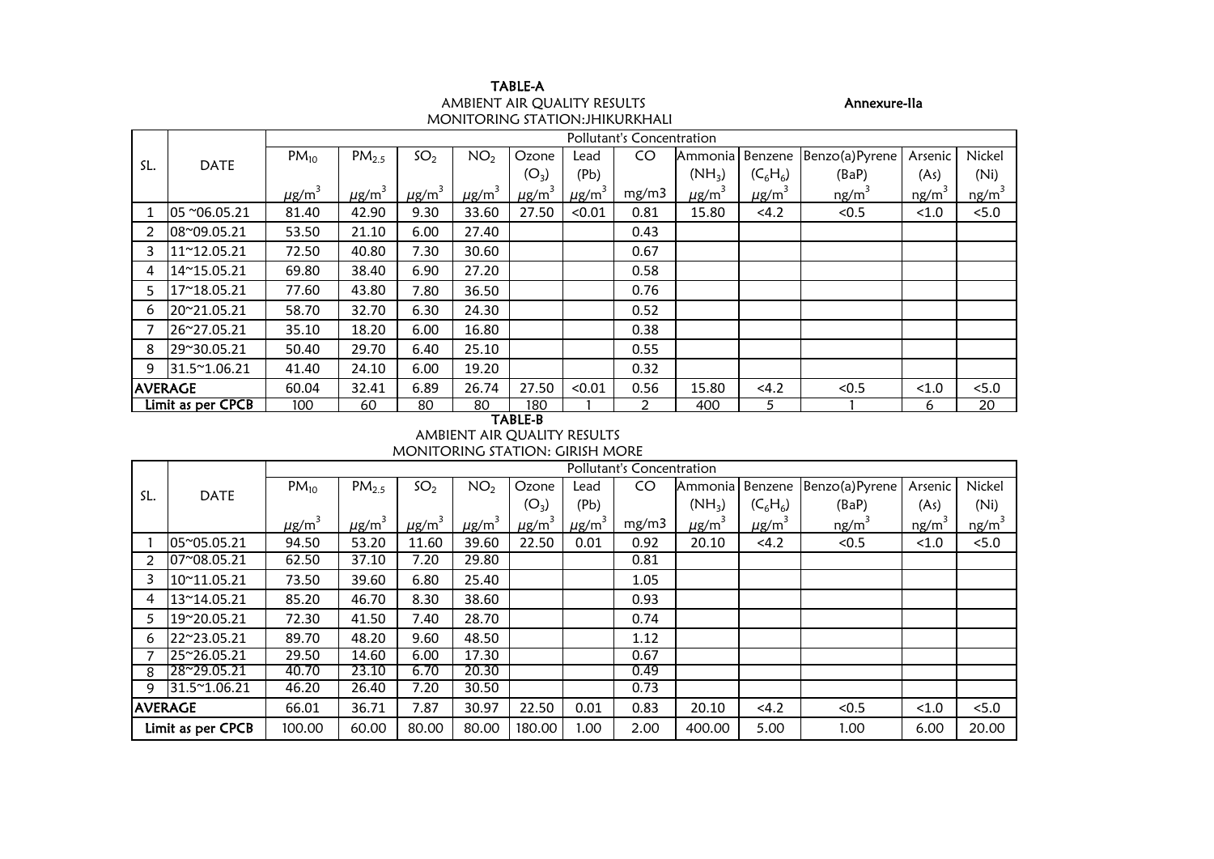**Annexure-IIa**

## TABLE-A

AMBIENT AIR QUALITY RESULTS

MONITORING STATION:JHIKURKHALI

| SL. | DATE | Pollutant's Concentration | | | | | | | | | | | |
|---|---|---|---|---|---|---|---|---|---|---|---|---|---|
| | | $PM_{10}$ | $PM_{2.5}$ | $SO_2$ | $NO_2$ | Ozone ($O_3$) | Lead (Pb) | CO | Ammonia ($NH_3$) | Benzene ($C_6H_6$) | Benzo(a)Pyrene (BaP) | Arsenic (As) | Nickel (Ni) |
| | | $\mu g/m^3$ | $\mu g/m^3$ | $\mu g/m^3$ | $\mu g/m^3$ | $\mu g/m^3$ | $\mu g/m^3$ | mg/m3 | $\mu g/m^3$ | $\mu g/m^3$ | $ng/m^3$ | $ng/m^3$ | $ng/m^3$ |
| 1 | 05 ~06.05.21 | 81.40 | 42.90 | 9.30 | 33.60 | 27.50 | <0.01 | 0.81 | 15.80 | <4.2 | <0.5 | <1.0 | <5.0 |
| 2 | 08~09.05.21 | 53.50 | 21.10 | 6.00 | 27.40 | | | 0.43 | | | | | |
| 3 | 11~12.05.21 | 72.50 | 40.80 | 7.30 | 30.60 | | | 0.67 | | | | | |
| 4 | 14~15.05.21 | 69.80 | 38.40 | 6.90 | 27.20 | | | 0.58 | | | | | |
| 5 | 17~18.05.21 | 77.60 | 43.80 | 7.80 | 36.50 | | | 0.76 | | | | | |
| 6 | 20~21.05.21 | 58.70 | 32.70 | 6.30 | 24.30 | | | 0.52 | | | | | |
| 7 | 26~27.05.21 | 35.10 | 18.20 | 6.00 | 16.80 | | | 0.38 | | | | | |
| 8 | 29~30.05.21 | 50.40 | 29.70 | 6.40 | 25.10 | | | 0.55 | | | | | |
| 9 | 31.5~1.06.21 | 41.40 | 24.10 | 6.00 | 19.20 | | | 0.32 | | | | | |
| AVERAGE | | 60.04 | 32.41 | 6.89 | 26.74 | 27.50 | <0.01 | 0.56 | 15.80 | <4.2 | <0.5 | <1.0 | <5.0 |
| Limit as per CPCB | | 100 | 60 | 80 | 80 | 180 | 1 | 2 | 400 | 5 | 1 | 6 | 20 |

## TABLE-B

AMBIENT AIR QUALITY RESULTS

MONITORING STATION: GIRISH MORE

| SL. | DATE | Pollutant's Concentration | | | | | | | | | | | |
|---|---|---|---|---|---|---|---|---|---|---|---|---|---|
| | | $PM_{10}$ | $PM_{2.5}$ | $SO_2$ | $NO_2$ | Ozone ($O_3$) | Lead (Pb) | CO | Ammonia ($NH_3$) | Benzene ($C_6H_6$) | Benzo(a)Pyrene (BaP) | Arsenic (As) | Nickel (Ni) |
| | | $\mu g/m^3$ | $\mu g/m^3$ | $\mu g/m^3$ | $\mu g/m^3$ | $\mu g/m^3$ | $\mu g/m^3$ | mg/m3 | $\mu g/m^3$ | $\mu g/m^3$ | $ng/m^3$ | $ng/m^3$ | $ng/m^3$ |
| 1 | 05~05.05.21 | 94.50 | 53.20 | 11.60 | 39.60 | 22.50 | 0.01 | 0.92 | 20.10 | <4.2 | <0.5 | <1.0 | <5.0 |
| 2 | 07~08.05.21 | 62.50 | 37.10 | 7.20 | 29.80 | | | 0.81 | | | | | |
| 3 | 10~11.05.21 | 73.50 | 39.60 | 6.80 | 25.40 | | | 1.05 | | | | | |
| 4 | 13~14.05.21 | 85.20 | 46.70 | 8.30 | 38.60 | | | 0.93 | | | | | |
| 5 | 19~20.05.21 | 72.30 | 41.50 | 7.40 | 28.70 | | | 0.74 | | | | | |
| 6 | 22~23.05.21 | 89.70 | 48.20 | 9.60 | 48.50 | | | 1.12 | | | | | |
| 7 | 25~26.05.21 | 29.50 | 14.60 | 6.00 | 17.30 | | | 0.67 | | | | | |
| 8 | 28~29.05.21 | 40.70 | 23.10 | 6.70 | 20.30 | | | 0.49 | | | | | |
| 9 | 31.5~1.06.21 | 46.20 | 26.40 | 7.20 | 30.50 | | | 0.73 | | | | | |
| AVERAGE | | 66.01 | 36.71 | 7.87 | 30.97 | 22.50 | 0.01 | 0.83 | 20.10 | <4.2 | <0.5 | <1.0 | <5.0 |
| Limit as per CPCB | | 100.00 | 60.00 | 80.00 | 80.00 | 180.00 | 1.00 | 2.00 | 400.00 | 5.00 | 1.00 | 6.00 | 20.00 |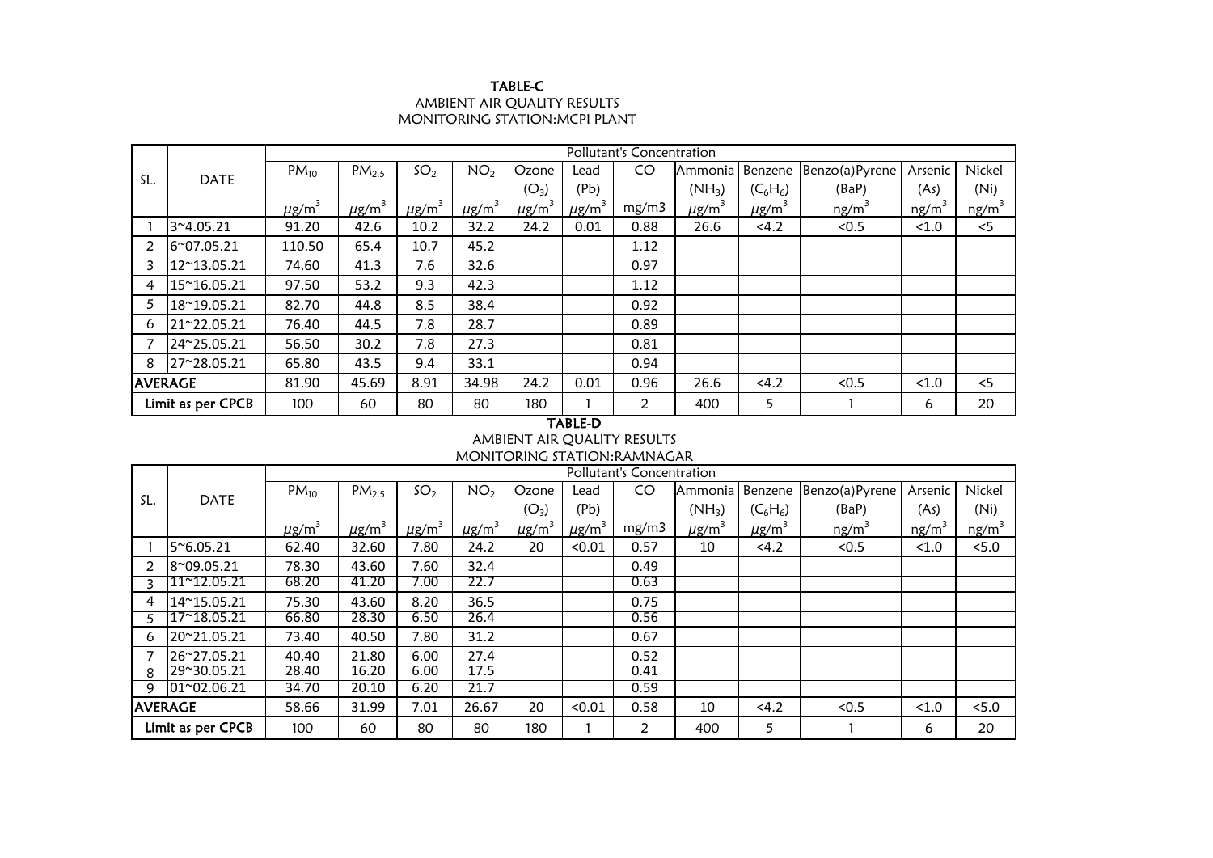**TABLE-C**

AMBIENT AIR QUALITY RESULTS

MONITORING STATION:MCPI PLANT

| SL. | DATE | Pollutant's Concentration | | | | | | | | | | | |
|---|---|---|---|---|---|---|---|---|---|---|---|---|---|
| | | $PM_{10}$ | $PM_{2.5}$ | $SO_2$ | $NO_2$ | Ozone ($O_3$) | Lead (Pb) | CO | Ammonia ($NH_3$) | Benzene ($C_6H_6$) | Benzo(a)Pyrene (BaP) | Arsenic (As) | Nickel (Ni) |
| | | $\mu g/m^3$ | $\mu g/m^3$ | $\mu g/m^3$ | $\mu g/m^3$ | $\mu g/m^3$ | $\mu g/m^3$ | mg/m3 | $\mu g/m^3$ | $\mu g/m^3$ | $ng/m^3$ | $ng/m^3$ | $ng/m^3$ |
| 1 | 3~4.05.21 | 91.20 | 42.6 | 10.2 | 32.2 | 24.2 | 0.01 | 0.88 | 26.6 | <4.2 | <0.5 | <1.0 | <5 |
| 2 | 6~07.05.21 | 110.50 | 65.4 | 10.7 | 45.2 | | | 1.12 | | | | | |
| 3 | 12~13.05.21 | 74.60 | 41.3 | 7.6 | 32.6 | | | 0.97 | | | | | |
| 4 | 15~16.05.21 | 97.50 | 53.2 | 9.3 | 42.3 | | | 1.12 | | | | | |
| 5 | 18~19.05.21 | 82.70 | 44.8 | 8.5 | 38.4 | | | 0.92 | | | | | |
| 6 | 21~22.05.21 | 76.40 | 44.5 | 7.8 | 28.7 | | | 0.89 | | | | | |
| 7 | 24~25.05.21 | 56.50 | 30.2 | 7.8 | 27.3 | | | 0.81 | | | | | |
| 8 | 27~28.05.21 | 65.80 | 43.5 | 9.4 | 33.1 | | | 0.94 | | | | | |
| AVERAGE | | 81.90 | 45.69 | 8.91 | 34.98 | 24.2 | 0.01 | 0.96 | 26.6 | <4.2 | <0.5 | <1.0 | <5 |
| Limit as per CPCB | | 100 | 60 | 80 | 80 | 180 | 1 | 2 | 400 | 5 | 1 | 6 | 20 |

**TABLE-D**

AMBIENT AIR QUALITY RESULTS

MONITORING STATION:RAMNAGAR

| SL. | DATE | Pollutant's Concentration | | | | | | | | | | | |
|---|---|---|---|---|---|---|---|---|---|---|---|---|---|
| | | $PM_{10}$ | $PM_{2.5}$ | $SO_2$ | $NO_2$ | Ozone ($O_3$) | Lead (Pb) | CO | Ammonia ($NH_3$) | Benzene ($C_6H_6$) | Benzo(a)Pyrene (BaP) | Arsenic (As) | Nickel (Ni) |
| | | $\mu g/m^3$ | $\mu g/m^3$ | $\mu g/m^3$ | $\mu g/m^3$ | $\mu g/m^3$ | $\mu g/m^3$ | mg/m3 | $\mu g/m^3$ | $\mu g/m^3$ | $ng/m^3$ | $ng/m^3$ | $ng/m^3$ |
| 1 | 5~6.05.21 | 62.40 | 32.60 | 7.80 | 24.2 | 20 | <0.01 | 0.57 | 10 | <4.2 | <0.5 | <1.0 | <5.0 |
| 2 | 8~09.05.21 | 78.30 | 43.60 | 7.60 | 32.4 | | | 0.49 | | | | | |
| 3 | 11~12.05.21 | 68.20 | 41.20 | 7.00 | 22.7 | | | 0.63 | | | | | |
| 4 | 14~15.05.21 | 75.30 | 43.60 | 8.20 | 36.5 | | | 0.75 | | | | | |
| 5 | 17~18.05.21 | 66.80 | 28.30 | 6.50 | 26.4 | | | 0.56 | | | | | |
| 6 | 20~21.05.21 | 73.40 | 40.50 | 7.80 | 31.2 | | | 0.67 | | | | | |
| 7 | 26~27.05.21 | 40.40 | 21.80 | 6.00 | 27.4 | | | 0.52 | | | | | |
| 8 | 29~30.05.21 | 28.40 | 16.20 | 6.00 | 17.5 | | | 0.41 | | | | | |
| 9 | 01~02.06.21 | 34.70 | 20.10 | 6.20 | 21.7 | | | 0.59 | | | | | |
| AVERAGE | | 58.66 | 31.99 | 7.01 | 26.67 | 20 | <0.01 | 0.58 | 10 | <4.2 | <0.5 | <1.0 | <5.0 |
| Limit as per CPCB | | 100 | 60 | 80 | 80 | 180 | 1 | 2 | 400 | 5 | 1 | 6 | 20 |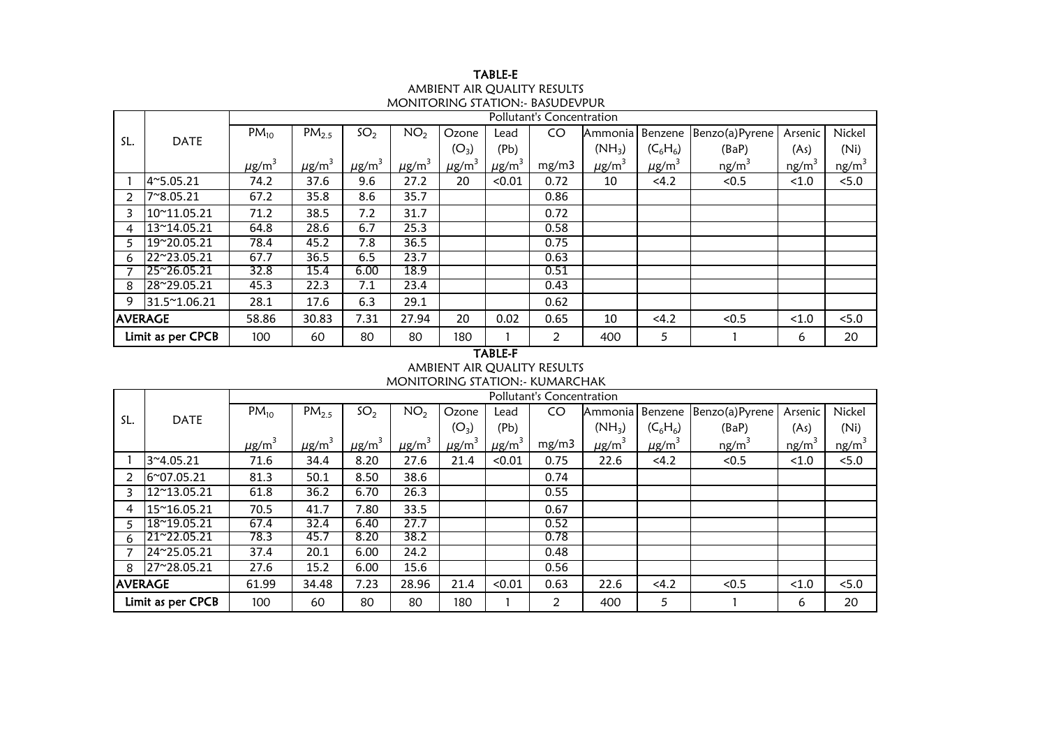## TABLE-E

AMBIENT AIR QUALITY RESULTS

MONITORING STATION:- BASUDEVPUR

| SL. | DATE | Pollutant's Concentration | | | | | | | | | | | |
|---|---|---|---|---|---|---|---|---|---|---|---|---|---|
| | | $PM_{10}$ | $PM_{2.5}$ | $SO_2$ | $NO_2$ | Ozone ($O_3$) | Lead (Pb) | CO | Ammonia ($NH_3$) | Benzene ($C_6H_6$) | Benzo(a)Pyrene (BaP) | Arsenic (As) | Nickel (Ni) |
| | | $\mu g/m^3$ | $\mu g/m^3$ | $\mu g/m^3$ | $\mu g/m^3$ | $\mu g/m^3$ | $\mu g/m^3$ | mg/m3 | $\mu g/m^3$ | $\mu g/m^3$ | $ng/m^3$ | $ng/m^3$ | $ng/m^3$ |
| 1 | 4~5.05.21 | 74.2 | 37.6 | 9.6 | 27.2 | 20 | <0.01 | 0.72 | 10 | <4.2 | <0.5 | <1.0 | <5.0 |
| 2 | 7~8.05.21 | 67.2 | 35.8 | 8.6 | 35.7 | | | 0.86 | | | | | |
| 3 | 10~11.05.21 | 71.2 | 38.5 | 7.2 | 31.7 | | | 0.72 | | | | | |
| 4 | 13~14.05.21 | 64.8 | 28.6 | 6.7 | 25.3 | | | 0.58 | | | | | |
| 5 | 19~20.05.21 | 78.4 | 45.2 | 7.8 | 36.5 | | | 0.75 | | | | | |
| 6 | 22~23.05.21 | 67.7 | 36.5 | 6.5 | 23.7 | | | 0.63 | | | | | |
| 7 | 25~26.05.21 | 32.8 | 15.4 | 6.00 | 18.9 | | | 0.51 | | | | | |
| 8 | 28~29.05.21 | 45.3 | 22.3 | 7.1 | 23.4 | | | 0.43 | | | | | |
| 9 | 31.5~1.06.21 | 28.1 | 17.6 | 6.3 | 29.1 | | | 0.62 | | | | | |
| AVERAGE | | 58.86 | 30.83 | 7.31 | 27.94 | 20 | 0.02 | 0.65 | 10 | <4.2 | <0.5 | <1.0 | <5.0 |
| Limit as per CPCB | | 100 | 60 | 80 | 80 | 180 | 1 | 2 | 400 | 5 | 1 | 6 | 20 |

## TABLE-F

AMBIENT AIR QUALITY RESULTS

MONITORING STATION:- KUMARCHAK

| SL. | DATE | Pollutant's Concentration | | | | | | | | | | | |
|---|---|---|---|---|---|---|---|---|---|---|---|---|---|
| | | $PM_{10}$ | $PM_{2.5}$ | $SO_2$ | $NO_2$ | Ozone ($O_3$) | Lead (Pb) | CO | Ammonia ($NH_3$) | Benzene ($C_6H_6$) | Benzo(a)Pyrene (BaP) | Arsenic (As) | Nickel (Ni) |
| | | $\mu g/m^3$ | $\mu g/m^3$ | $\mu g/m^3$ | $\mu g/m^3$ | $\mu g/m^3$ | $\mu g/m^3$ | mg/m3 | $\mu g/m^3$ | $\mu g/m^3$ | $ng/m^3$ | $ng/m^3$ | $ng/m^3$ |
| 1 | 3~4.05.21 | 71.6 | 34.4 | 8.20 | 27.6 | 21.4 | <0.01 | 0.75 | 22.6 | <4.2 | <0.5 | <1.0 | <5.0 |
| 2 | 6~07.05.21 | 81.3 | 50.1 | 8.50 | 38.6 | | | 0.74 | | | | | |
| 3 | 12~13.05.21 | 61.8 | 36.2 | 6.70 | 26.3 | | | 0.55 | | | | | |
| 4 | 15~16.05.21 | 70.5 | 41.7 | 7.80 | 33.5 | | | 0.67 | | | | | |
| 5 | 18~19.05.21 | 67.4 | 32.4 | 6.40 | 27.7 | | | 0.52 | | | | | |
| 6 | 21~22.05.21 | 78.3 | 45.7 | 8.20 | 38.2 | | | 0.78 | | | | | |
| 7 | 24~25.05.21 | 37.4 | 20.1 | 6.00 | 24.2 | | | 0.48 | | | | | |
| 8 | 27~28.05.21 | 27.6 | 15.2 | 6.00 | 15.6 | | | 0.56 | | | | | |
| AVERAGE | | 61.99 | 34.48 | 7.23 | 28.96 | 21.4 | <0.01 | 0.63 | 22.6 | <4.2 | <0.5 | <1.0 | <5.0 |
| Limit as per CPCB | | 100 | 60 | 80 | 80 | 180 | 1 | 2 | 400 | 5 | 1 | 6 | 20 |